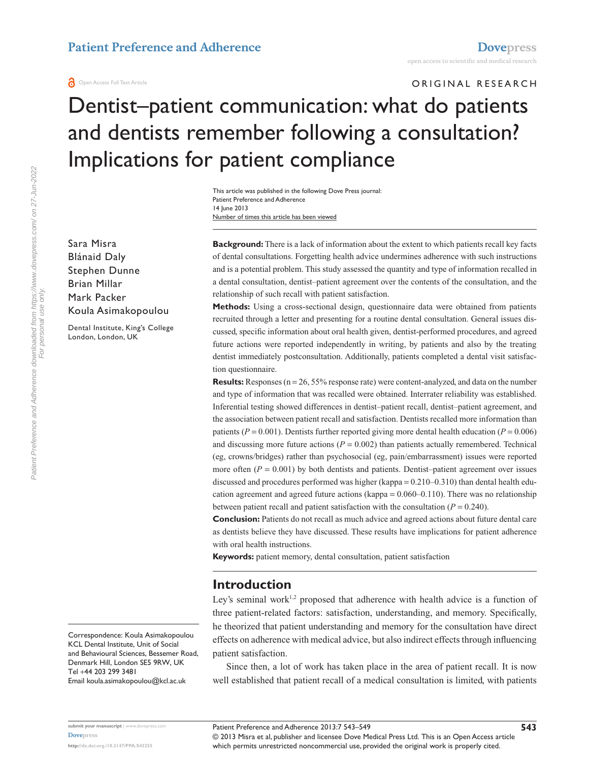ORIGINAL RESEARCH

# Dentist–patient communication: what do patients and dentists remember following a consultation? Implications for patient compliance

This article was published in the following Dove Press journal:
Patient Preference and Adherence
14 June 2013
Number of times this article has been viewed

Sara Misra
Blánaid Daly
Stephen Dunne
Brian Millar
Mark Packer
Koula Asimakopoulou

Dental Institute, King's College London, London, UK

**Background:** There is a lack of information about the extent to which patients recall key facts of dental consultations. Forgetting health advice undermines adherence with such instructions and is a potential problem. This study assessed the quantity and type of information recalled in a dental consultation, dentist–patient agreement over the contents of the consultation, and the relationship of such recall with patient satisfaction.

**Methods:** Using a cross-sectional design, questionnaire data were obtained from patients recruited through a letter and presenting for a routine dental consultation. General issues discussed, specific information about oral health given, dentist-performed procedures, and agreed future actions were reported independently in writing, by patients and also by the treating dentist immediately postconsultation. Additionally, patients completed a dental visit satisfaction questionnaire.

**Results:** Responses (n = 26, 55% response rate) were content-analyzed, and data on the number and type of information that was recalled were obtained. Interrater reliability was established. Inferential testing showed differences in dentist–patient recall, dentist–patient agreement, and the association between patient recall and satisfaction. Dentists recalled more information than patients ($P = 0.001$). Dentists further reported giving more dental health education ($P = 0.006$) and discussing more future actions ($P = 0.002$) than patients actually remembered. Technical (eg, crowns/bridges) rather than psychosocial (eg, pain/embarrassment) issues were reported more often ($P = 0.001$) by both dentists and patients. Dentist–patient agreement over issues discussed and procedures performed was higher (kappa = 0.210–0.310) than dental health education agreement and agreed future actions (kappa = 0.060–0.110). There was no relationship between patient recall and patient satisfaction with the consultation ($P = 0.240$).

**Conclusion:** Patients do not recall as much advice and agreed actions about future dental care as dentists believe they have discussed. These results have implications for patient adherence with oral health instructions.

**Keywords:** patient memory, dental consultation, patient satisfaction

## Introduction

Ley's seminal work[1,2] proposed that adherence with health advice is a function of three patient-related factors: satisfaction, understanding, and memory. Specifically, he theorized that patient understanding and memory for the consultation have direct effects on adherence with medical advice, but also indirect effects through influencing patient satisfaction.

Since then, a lot of work has taken place in the area of patient recall. It is now well established that patient recall of a medical consultation is limited, with patients

Correspondence: Koula Asimakopoulou
KCL Dental Institute, Unit of Social and Behavioural Sciences, Bessemer Road, Denmark Hill, London SE5 9RW, UK
Tel +44 203 299 3481
Email koula.asimakopoulou@kcl.ac.uk

© 2013 Misra et al, publisher and licensee Dove Medical Press Ltd. This is an Open Access article which permits unrestricted noncommercial use, provided the original work is properly cited.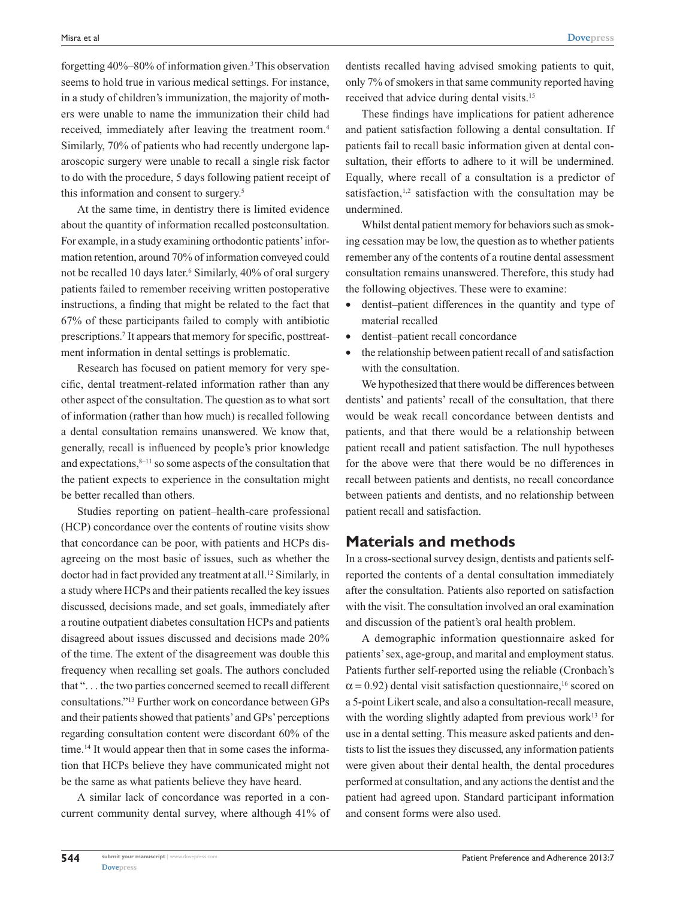forgetting 40%–80% of information given.[3] This observation seems to hold true in various medical settings. For instance, in a study of children's immunization, the majority of mothers were unable to name the immunization their child had received, immediately after leaving the treatment room.[4] Similarly, 70% of patients who had recently undergone laparoscopic surgery were unable to recall a single risk factor to do with the procedure, 5 days following patient receipt of this information and consent to surgery.[5]

At the same time, in dentistry there is limited evidence about the quantity of information recalled postconsultation. For example, in a study examining orthodontic patients' information retention, around 70% of information conveyed could not be recalled 10 days later.[6] Similarly, 40% of oral surgery patients failed to remember receiving written postoperative instructions, a finding that might be related to the fact that 67% of these participants failed to comply with antibiotic prescriptions.[7] It appears that memory for specific, posttreatment information in dental settings is problematic.

Research has focused on patient memory for very specific, dental treatment-related information rather than any other aspect of the consultation. The question as to what sort of information (rather than how much) is recalled following a dental consultation remains unanswered. We know that, generally, recall is influenced by people's prior knowledge and expectations,[8–11] so some aspects of the consultation that the patient expects to experience in the consultation might be better recalled than others.

Studies reporting on patient–health-care professional (HCP) concordance over the contents of routine visits show that concordance can be poor, with patients and HCPs disagreeing on the most basic of issues, such as whether the doctor had in fact provided any treatment at all.[12] Similarly, in a study where HCPs and their patients recalled the key issues discussed, decisions made, and set goals, immediately after a routine outpatient diabetes consultation HCPs and patients disagreed about issues discussed and decisions made 20% of the time. The extent of the disagreement was double this frequency when recalling set goals. The authors concluded that "... the two parties concerned seemed to recall different consultations."[13] Further work on concordance between GPs and their patients showed that patients' and GPs' perceptions regarding consultation content were discordant 60% of the time.[14] It would appear then that in some cases the information that HCPs believe they have communicated might not be the same as what patients believe they have heard.

A similar lack of concordance was reported in a concurrent community dental survey, where although 41% of dentists recalled having advised smoking patients to quit, only 7% of smokers in that same community reported having received that advice during dental visits.[15]

These findings have implications for patient adherence and patient satisfaction following a dental consultation. If patients fail to recall basic information given at dental consultation, their efforts to adhere to it will be undermined. Equally, where recall of a consultation is a predictor of satisfaction,[1,2] satisfaction with the consultation may be undermined.

Whilst dental patient memory for behaviors such as smoking cessation may be low, the question as to whether patients remember any of the contents of a routine dental assessment consultation remains unanswered. Therefore, this study had the following objectives. These were to examine:

- dentist–patient differences in the quantity and type of material recalled
- dentist–patient recall concordance
- the relationship between patient recall of and satisfaction with the consultation.

We hypothesized that there would be differences between dentists' and patients' recall of the consultation, that there would be weak recall concordance between dentists and patients, and that there would be a relationship between patient recall and patient satisfaction. The null hypotheses for the above were that there would be no differences in recall between patients and dentists, no recall concordance between patients and dentists, and no relationship between patient recall and satisfaction.

## Materials and methods

In a cross-sectional survey design, dentists and patients self-reported the contents of a dental consultation immediately after the consultation. Patients also reported on satisfaction with the visit. The consultation involved an oral examination and discussion of the patient's oral health problem.

A demographic information questionnaire asked for patients' sex, age-group, and marital and employment status. Patients further self-reported using the reliable (Cronbach's $\alpha = 0.92$) dental visit satisfaction questionnaire,[16] scored on a 5-point Likert scale, and also a consultation-recall measure, with the wording slightly adapted from previous work[13] for use in a dental setting. This measure asked patients and dentists to list the issues they discussed, any information patients were given about their dental health, the dental procedures performed at consultation, and any actions the dentist and the patient had agreed upon. Standard participant information and consent forms were also used.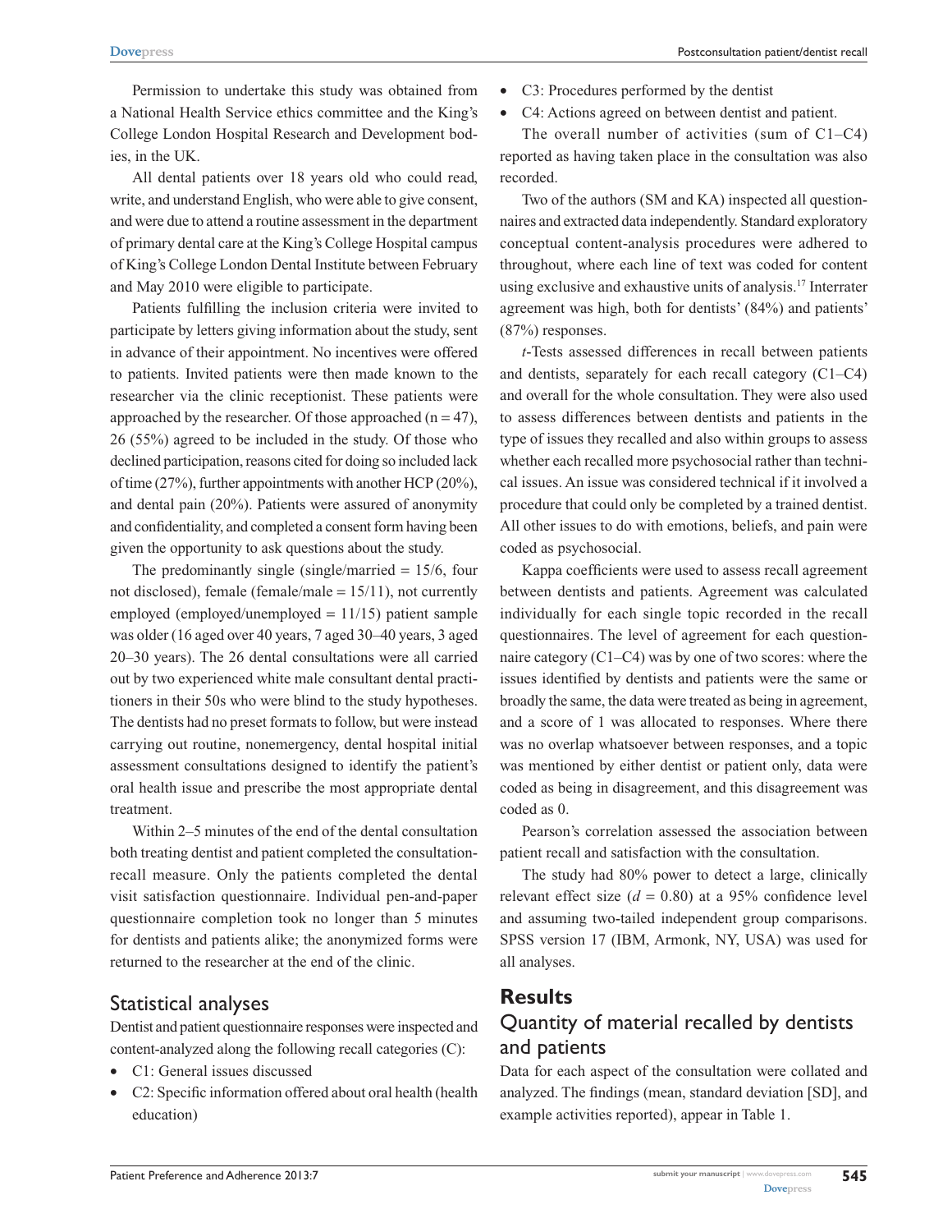Permission to undertake this study was obtained from a National Health Service ethics committee and the King's College London Hospital Research and Development bodies, in the UK.

All dental patients over 18 years old who could read, write, and understand English, who were able to give consent, and were due to attend a routine assessment in the department of primary dental care at the King's College Hospital campus of King's College London Dental Institute between February and May 2010 were eligible to participate.

Patients fulfilling the inclusion criteria were invited to participate by letters giving information about the study, sent in advance of their appointment. No incentives were offered to patients. Invited patients were then made known to the researcher via the clinic receptionist. These patients were approached by the researcher. Of those approached (n = 47), 26 (55%) agreed to be included in the study. Of those who declined participation, reasons cited for doing so included lack of time (27%), further appointments with another HCP (20%), and dental pain (20%). Patients were assured of anonymity and confidentiality, and completed a consent form having been given the opportunity to ask questions about the study.

The predominantly single (single/married = 15/6, four not disclosed), female (female/male = 15/11), not currently employed (employed/unemployed = 11/15) patient sample was older (16 aged over 40 years, 7 aged 30–40 years, 3 aged 20–30 years). The 26 dental consultations were all carried out by two experienced white male consultant dental practitioners in their 50s who were blind to the study hypotheses. The dentists had no preset formats to follow, but were instead carrying out routine, nonemergency, dental hospital initial assessment consultations designed to identify the patient's oral health issue and prescribe the most appropriate dental treatment.

Within 2–5 minutes of the end of the dental consultation both treating dentist and patient completed the consultation-recall measure. Only the patients completed the dental visit satisfaction questionnaire. Individual pen-and-paper questionnaire completion took no longer than 5 minutes for dentists and patients alike; the anonymized forms were returned to the researcher at the end of the clinic.

## Statistical analyses

Dentist and patient questionnaire responses were inspected and content-analyzed along the following recall categories (C):

- C1: General issues discussed
- C2: Specific information offered about oral health (health education)
- C3: Procedures performed by the dentist
- C4: Actions agreed on between dentist and patient.

The overall number of activities (sum of C1–C4) reported as having taken place in the consultation was also recorded.

Two of the authors (SM and KA) inspected all questionnaires and extracted data independently. Standard exploratory conceptual content-analysis procedures were adhered to throughout, where each line of text was coded for content using exclusive and exhaustive units of analysis.[17] Interrater agreement was high, both for dentists' (84%) and patients' (87%) responses.

*t*-Tests assessed differences in recall between patients and dentists, separately for each recall category (C1–C4) and overall for the whole consultation. They were also used to assess differences between dentists and patients in the type of issues they recalled and also within groups to assess whether each recalled more psychosocial rather than technical issues. An issue was considered technical if it involved a procedure that could only be completed by a trained dentist. All other issues to do with emotions, beliefs, and pain were coded as psychosocial.

Kappa coefficients were used to assess recall agreement between dentists and patients. Agreement was calculated individually for each single topic recorded in the recall questionnaires. The level of agreement for each questionnaire category (C1–C4) was by one of two scores: where the issues identified by dentists and patients were the same or broadly the same, the data were treated as being in agreement, and a score of 1 was allocated to responses. Where there was no overlap whatsoever between responses, and a topic was mentioned by either dentist or patient only, data were coded as being in disagreement, and this disagreement was coded as 0.

Pearson's correlation assessed the association between patient recall and satisfaction with the consultation.

The study had 80% power to detect a large, clinically relevant effect size ($d = 0.80$) at a 95% confidence level and assuming two-tailed independent group comparisons. SPSS version 17 (IBM, Armonk, NY, USA) was used for all analyses.

# Results

## Quantity of material recalled by dentists and patients

Data for each aspect of the consultation were collated and analyzed. The findings (mean, standard deviation [SD], and example activities reported), appear in Table 1.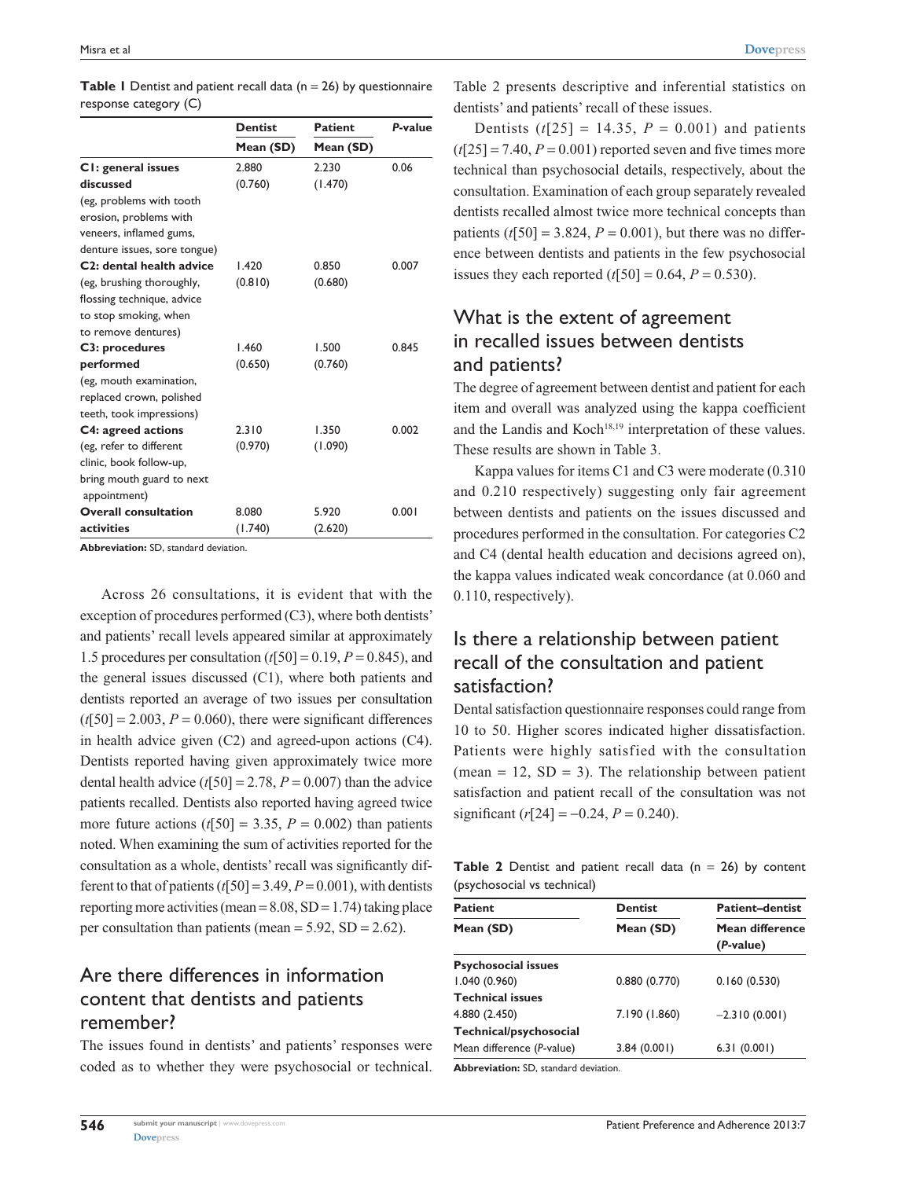**Table 1** Dentist and patient recall data (n = 26) by questionnaire response category (C)

| | Dentist | Patient | *P*-value |
|---|---|---|---|
| | Mean (SD) | Mean (SD) | |
| **C1: general issues discussed** (eg, problems with tooth erosion, problems with veneers, inflamed gums, denture issues, sore tongue) | 2.880 (0.760) | 2.230 (1.470) | 0.06 |
| **C2: dental health advice** (eg, brushing thoroughly, flossing technique, advice to stop smoking, when to remove dentures) | 1.420 (0.810) | 0.850 (0.680) | 0.007 |
| **C3: procedures performed** (eg, mouth examination, replaced crown, polished teeth, took impressions) | 1.460 (0.650) | 1.500 (0.760) | 0.845 |
| **C4: agreed actions** (eg, refer to different clinic, book follow-up, bring mouth guard to next appointment) | 2.310 (0.970) | 1.350 (1.090) | 0.002 |
| **Overall consultation activities** | 8.080 (1.740) | 5.920 (2.620) | 0.001 |

**Abbreviation:** SD, standard deviation.

Across 26 consultations, it is evident that with the exception of procedures performed (C3), where both dentists' and patients' recall levels appeared similar at approximately 1.5 procedures per consultation ($t[50] = 0.19$, $P = 0.845$), and the general issues discussed (C1), where both patients and dentists reported an average of two issues per consultation ($t[50] = 2.003$, $P = 0.060$), there were significant differences in health advice given (C2) and agreed-upon actions (C4). Dentists reported having given approximately twice more dental health advice ($t[50] = 2.78$, $P = 0.007$) than the advice patients recalled. Dentists also reported having agreed twice more future actions ($t[50] = 3.35$, $P = 0.002$) than patients noted. When examining the sum of activities reported for the consultation as a whole, dentists' recall was significantly different to that of patients ($t[50] = 3.49$, $P = 0.001$), with dentists reporting more activities (mean = 8.08, SD = 1.74) taking place per consultation than patients (mean = 5.92, SD = 2.62).

## Are there differences in information content that dentists and patients remember?

The issues found in dentists' and patients' responses were coded as to whether they were psychosocial or technical. Table 2 presents descriptive and inferential statistics on dentists' and patients' recall of these issues.

Dentists ($t[25] = 14.35$, $P = 0.001$) and patients ($t[25] = 7.40$, $P = 0.001$) reported seven and five times more technical than psychosocial details, respectively, about the consultation. Examination of each group separately revealed dentists recalled almost twice more technical concepts than patients ($t[50] = 3.824$, $P = 0.001$), but there was no difference between dentists and patients in the few psychosocial issues they each reported ($t[50] = 0.64$, $P = 0.530$).

## What is the extent of agreement in recalled issues between dentists and patients?

The degree of agreement between dentist and patient for each item and overall was analyzed using the kappa coefficient and the Landis and Koch[18,19] interpretation of these values. These results are shown in Table 3.

Kappa values for items C1 and C3 were moderate (0.310 and 0.210 respectively) suggesting only fair agreement between dentists and patients on the issues discussed and procedures performed in the consultation. For categories C2 and C4 (dental health education and decisions agreed on), the kappa values indicated weak concordance (at 0.060 and 0.110, respectively).

## Is there a relationship between patient recall of the consultation and patient satisfaction?

Dental satisfaction questionnaire responses could range from 10 to 50. Higher scores indicated higher dissatisfaction. Patients were highly satisfied with the consultation (mean = 12, SD = 3). The relationship between patient satisfaction and patient recall of the consultation was not significant ($r[24] = -0.24$, $P = 0.240$).

**Table 2** Dentist and patient recall data (n = 26) by content (psychosocial vs technical)

| Patient | Dentist | Patient–dentist |
|---|---|---|
| Mean (SD) | Mean (SD) | Mean difference (*P*-value) |
| **Psychosocial issues** | | |
| 1.040 (0.960) | 0.880 (0.770) | 0.160 (0.530) |
| **Technical issues** | | |
| 4.880 (2.450) | 7.190 (1.860) | −2.310 (0.001) |
| **Technical/psychosocial** | | |
| Mean difference (*P*-value) | 3.84 (0.001) | 6.31 (0.001) |

**Abbreviation:** SD, standard deviation.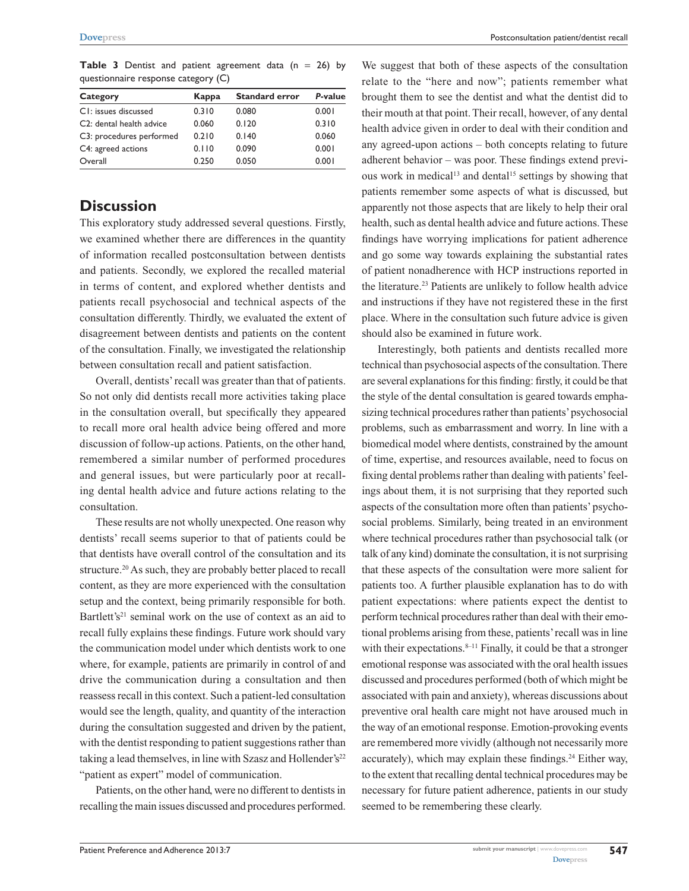**Table 3** Dentist and patient agreement data (n = 26) by questionnaire response category (C)

| Category | Kappa | Standard error | *P*-value |
|---|---|---|---|
| C1: issues discussed | 0.310 | 0.080 | 0.001 |
| C2: dental health advice | 0.060 | 0.120 | 0.310 |
| C3: procedures performed | 0.210 | 0.140 | 0.060 |
| C4: agreed actions | 0.110 | 0.090 | 0.001 |
| Overall | 0.250 | 0.050 | 0.001 |

## Discussion

This exploratory study addressed several questions. Firstly, we examined whether there are differences in the quantity of information recalled postconsultation between dentists and patients. Secondly, we explored the recalled material in terms of content, and explored whether dentists and patients recall psychosocial and technical aspects of the consultation differently. Thirdly, we evaluated the extent of disagreement between dentists and patients on the content of the consultation. Finally, we investigated the relationship between consultation recall and patient satisfaction.

Overall, dentists' recall was greater than that of patients. So not only did dentists recall more activities taking place in the consultation overall, but specifically they appeared to recall more oral health advice being offered and more discussion of follow-up actions. Patients, on the other hand, remembered a similar number of performed procedures and general issues, but were particularly poor at recalling dental health advice and future actions relating to the consultation.

These results are not wholly unexpected. One reason why dentists' recall seems superior to that of patients could be that dentists have overall control of the consultation and its structure.[20] As such, they are probably better placed to recall content, as they are more experienced with the consultation setup and the context, being primarily responsible for both. Bartlett's[21] seminal work on the use of context as an aid to recall fully explains these findings. Future work should vary the communication model under which dentists work to one where, for example, patients are primarily in control of and drive the communication during a consultation and then reassess recall in this context. Such a patient-led consultation would see the length, quality, and quantity of the interaction during the consultation suggested and driven by the patient, with the dentist responding to patient suggestions rather than taking a lead themselves, in line with Szasz and Hollender's[22] "patient as expert" model of communication.

Patients, on the other hand, were no different to dentists in recalling the main issues discussed and procedures performed. We suggest that both of these aspects of the consultation relate to the "here and now"; patients remember what brought them to see the dentist and what the dentist did to their mouth at that point. Their recall, however, of any dental health advice given in order to deal with their condition and any agreed-upon actions – both concepts relating to future adherent behavior – was poor. These findings extend previous work in medical[13] and dental[15] settings by showing that patients remember some aspects of what is discussed, but apparently not those aspects that are likely to help their oral health, such as dental health advice and future actions. These findings have worrying implications for patient adherence and go some way towards explaining the substantial rates of patient nonadherence with HCP instructions reported in the literature.[23] Patients are unlikely to follow health advice and instructions if they have not registered these in the first place. Where in the consultation such future advice is given should also be examined in future work.

Interestingly, both patients and dentists recalled more technical than psychosocial aspects of the consultation. There are several explanations for this finding: firstly, it could be that the style of the dental consultation is geared towards emphasizing technical procedures rather than patients' psychosocial problems, such as embarrassment and worry. In line with a biomedical model where dentists, constrained by the amount of time, expertise, and resources available, need to focus on fixing dental problems rather than dealing with patients' feelings about them, it is not surprising that they reported such aspects of the consultation more often than patients' psychosocial problems. Similarly, being treated in an environment where technical procedures rather than psychosocial talk (or talk of any kind) dominate the consultation, it is not surprising that these aspects of the consultation were more salient for patients too. A further plausible explanation has to do with patient expectations: where patients expect the dentist to perform technical procedures rather than deal with their emotional problems arising from these, patients' recall was in line with their expectations.[8–11] Finally, it could be that a stronger emotional response was associated with the oral health issues discussed and procedures performed (both of which might be associated with pain and anxiety), whereas discussions about preventive oral health care might not have aroused much in the way of an emotional response. Emotion-provoking events are remembered more vividly (although not necessarily more accurately), which may explain these findings.[24] Either way, to the extent that recalling dental technical procedures may be necessary for future patient adherence, patients in our study seemed to be remembering these clearly.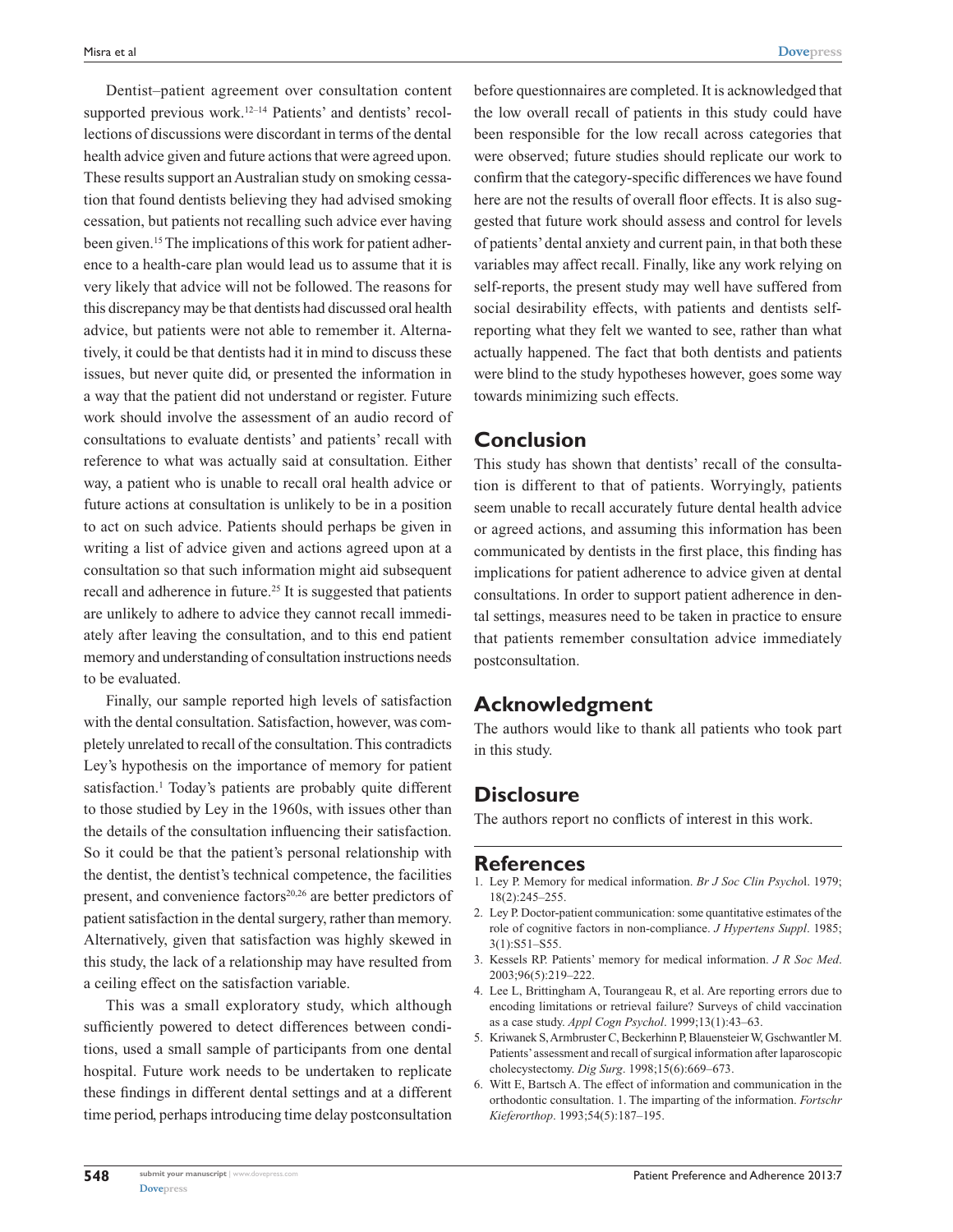Dentist–patient agreement over consultation content supported previous work.[12–14] Patients' and dentists' recollections of discussions were discordant in terms of the dental health advice given and future actions that were agreed upon. These results support an Australian study on smoking cessation that found dentists believing they had advised smoking cessation, but patients not recalling such advice ever having been given.[15] The implications of this work for patient adherence to a health-care plan would lead us to assume that it is very likely that advice will not be followed. The reasons for this discrepancy may be that dentists had discussed oral health advice, but patients were not able to remember it. Alternatively, it could be that dentists had it in mind to discuss these issues, but never quite did, or presented the information in a way that the patient did not understand or register. Future work should involve the assessment of an audio record of consultations to evaluate dentists' and patients' recall with reference to what was actually said at consultation. Either way, a patient who is unable to recall oral health advice or future actions at consultation is unlikely to be in a position to act on such advice. Patients should perhaps be given in writing a list of advice given and actions agreed upon at a consultation so that such information might aid subsequent recall and adherence in future.[25] It is suggested that patients are unlikely to adhere to advice they cannot recall immediately after leaving the consultation, and to this end patient memory and understanding of consultation instructions needs to be evaluated.

Finally, our sample reported high levels of satisfaction with the dental consultation. Satisfaction, however, was completely unrelated to recall of the consultation. This contradicts Ley's hypothesis on the importance of memory for patient satisfaction.[1] Today's patients are probably quite different to those studied by Ley in the 1960s, with issues other than the details of the consultation influencing their satisfaction. So it could be that the patient's personal relationship with the dentist, the dentist's technical competence, the facilities present, and convenience factors[20,26] are better predictors of patient satisfaction in the dental surgery, rather than memory. Alternatively, given that satisfaction was highly skewed in this study, the lack of a relationship may have resulted from a ceiling effect on the satisfaction variable.

This was a small exploratory study, which although sufficiently powered to detect differences between conditions, used a small sample of participants from one dental hospital. Future work needs to be undertaken to replicate these findings in different dental settings and at a different time period, perhaps introducing time delay postconsultation before questionnaires are completed. It is acknowledged that the low overall recall of patients in this study could have been responsible for the low recall across categories that were observed; future studies should replicate our work to confirm that the category-specific differences we have found here are not the results of overall floor effects. It is also suggested that future work should assess and control for levels of patients' dental anxiety and current pain, in that both these variables may affect recall. Finally, like any work relying on self-reports, the present study may well have suffered from social desirability effects, with patients and dentists self-reporting what they felt we wanted to see, rather than what actually happened. The fact that both dentists and patients were blind to the study hypotheses however, goes some way towards minimizing such effects.

## Conclusion

This study has shown that dentists' recall of the consultation is different to that of patients. Worryingly, patients seem unable to recall accurately future dental health advice or agreed actions, and assuming this information has been communicated by dentists in the first place, this finding has implications for patient adherence to advice given at dental consultations. In order to support patient adherence in dental settings, measures need to be taken in practice to ensure that patients remember consultation advice immediately postconsultation.

## Acknowledgment

The authors would like to thank all patients who took part in this study.

## Disclosure

The authors report no conflicts of interest in this work.

## References

1. Ley P. Memory for medical information. *Br J Soc Clin Psychol*. 1979; 18(2):245–255.
2. Ley P. Doctor-patient communication: some quantitative estimates of the role of cognitive factors in non-compliance. *J Hypertens Suppl*. 1985; 3(1):S51–S55.
3. Kessels RP. Patients' memory for medical information. *J R Soc Med*. 2003;96(5):219–222.
4. Lee L, Brittingham A, Tourangeau R, et al. Are reporting errors due to encoding limitations or retrieval failure? Surveys of child vaccination as a case study. *Appl Cogn Psychol*. 1999;13(1):43–63.
5. Kriwanek S, Armbruster C, Beckerhinn P, Blauensteier W, Gschwantler M. Patients' assessment and recall of surgical information after laparoscopic cholecystectomy. *Dig Surg*. 1998;15(6):669–673.
6. Witt E, Bartsch A. The effect of information and communication in the orthodontic consultation. 1. The imparting of the information. *Fortschr Kieferorthop*. 1993;54(5):187–195.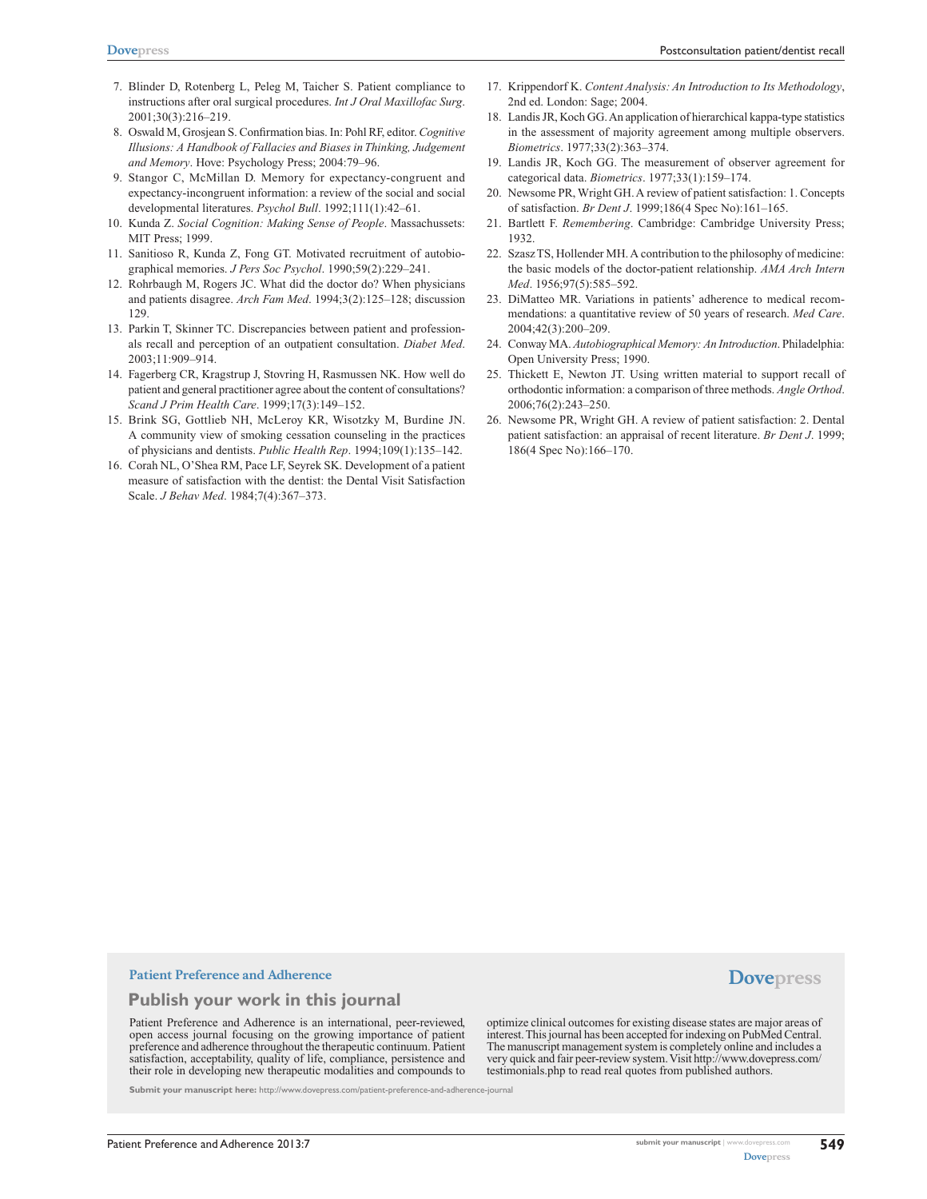7. Blinder D, Rotenberg L, Peleg M, Taicher S. Patient compliance to instructions after oral surgical procedures. *Int J Oral Maxillofac Surg*. 2001;30(3):216–219.
8. Oswald M, Grosjean S. Confirmation bias. In: Pohl RF, editor. *Cognitive Illusions: A Handbook of Fallacies and Biases in Thinking, Judgement and Memory*. Hove: Psychology Press; 2004:79–96.
9. Stangor C, McMillan D. Memory for expectancy-congruent and expectancy-incongruent information: a review of the social and social developmental literatures. *Psychol Bull*. 1992;111(1):42–61.
10. Kunda Z. *Social Cognition: Making Sense of People*. Massachussets: MIT Press; 1999.
11. Sanitioso R, Kunda Z, Fong GT. Motivated recruitment of autobiographical memories. *J Pers Soc Psychol*. 1990;59(2):229–241.
12. Rohrbaugh M, Rogers JC. What did the doctor do? When physicians and patients disagree. *Arch Fam Med*. 1994;3(2):125–128; discussion 129.
13. Parkin T, Skinner TC. Discrepancies between patient and professionals recall and perception of an outpatient consultation. *Diabet Med*. 2003;11:909–914.
14. Fagerberg CR, Kragstrup J, Stovring H, Rasmussen NK. How well do patient and general practitioner agree about the content of consultations? *Scand J Prim Health Care*. 1999;17(3):149–152.
15. Brink SG, Gottlieb NH, McLeroy KR, Wisotzky M, Burdine JN. A community view of smoking cessation counseling in the practices of physicians and dentists. *Public Health Rep*. 1994;109(1):135–142.
16. Corah NL, O'Shea RM, Pace LF, Seyrek SK. Development of a patient measure of satisfaction with the dentist: the Dental Visit Satisfaction Scale. *J Behav Med*. 1984;7(4):367–373.
17. Krippendorf K. *Content Analysis: An Introduction to Its Methodology*, 2nd ed. London: Sage; 2004.
18. Landis JR, Koch GG. An application of hierarchical kappa-type statistics in the assessment of majority agreement among multiple observers. *Biometrics*. 1977;33(2):363–374.
19. Landis JR, Koch GG. The measurement of observer agreement for categorical data. *Biometrics*. 1977;33(1):159–174.
20. Newsome PR, Wright GH. A review of patient satisfaction: 1. Concepts of satisfaction. *Br Dent J*. 1999;186(4 Spec No):161–165.
21. Bartlett F. *Remembering*. Cambridge: Cambridge University Press; 1932.
22. Szasz TS, Hollender MH. A contribution to the philosophy of medicine: the basic models of the doctor-patient relationship. *AMA Arch Intern Med*. 1956;97(5):585–592.
23. DiMatteo MR. Variations in patients' adherence to medical recommendations: a quantitative review of 50 years of research. *Med Care*. 2004;42(3):200–209.
24. Conway MA. *Autobiographical Memory: An Introduction*. Philadelphia: Open University Press; 1990.
25. Thickett E, Newton JT. Using written material to support recall of orthodontic information: a comparison of three methods. *Angle Orthod*. 2006;76(2):243–250.
26. Newsome PR, Wright GH. A review of patient satisfaction: 2. Dental patient satisfaction: an appraisal of recent literature. *Br Dent J*. 1999;186(4 Spec No):166–170.

**Patient Preference and Adherence**

## Publish your work in this journal

Patient Preference and Adherence is an international, peer-reviewed, open access journal focusing on the growing importance of patient preference and adherence throughout the therapeutic continuum. Patient satisfaction, acceptability, quality of life, compliance, persistence and their role in developing new therapeutic modalities and compounds to optimize clinical outcomes for existing disease states are major areas of interest. This journal has been accepted for indexing on PubMed Central. The manuscript management system is completely online and includes a very quick and fair peer-review system. Visit http://www.dovepress.com/testimonials.php to read real quotes from published authors.

**Submit your manuscript here:** http://www.dovepress.com/patient-preference-and-adherence-journal